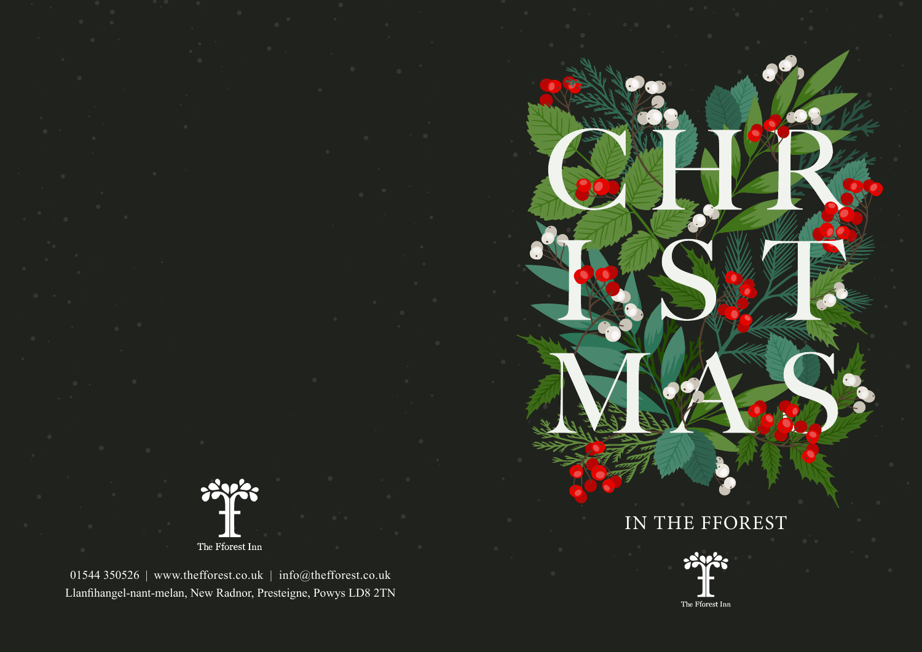The Fforest Inn

01544 350526 | www.theffforest.co.uk | info@theffforest.co.uk
Llanfihangel-nant-melan, New Radnor, Presteigne, Powys LD8 2TN

# CHRISTMAS

## IN THE FFOREST

The Fforest Inn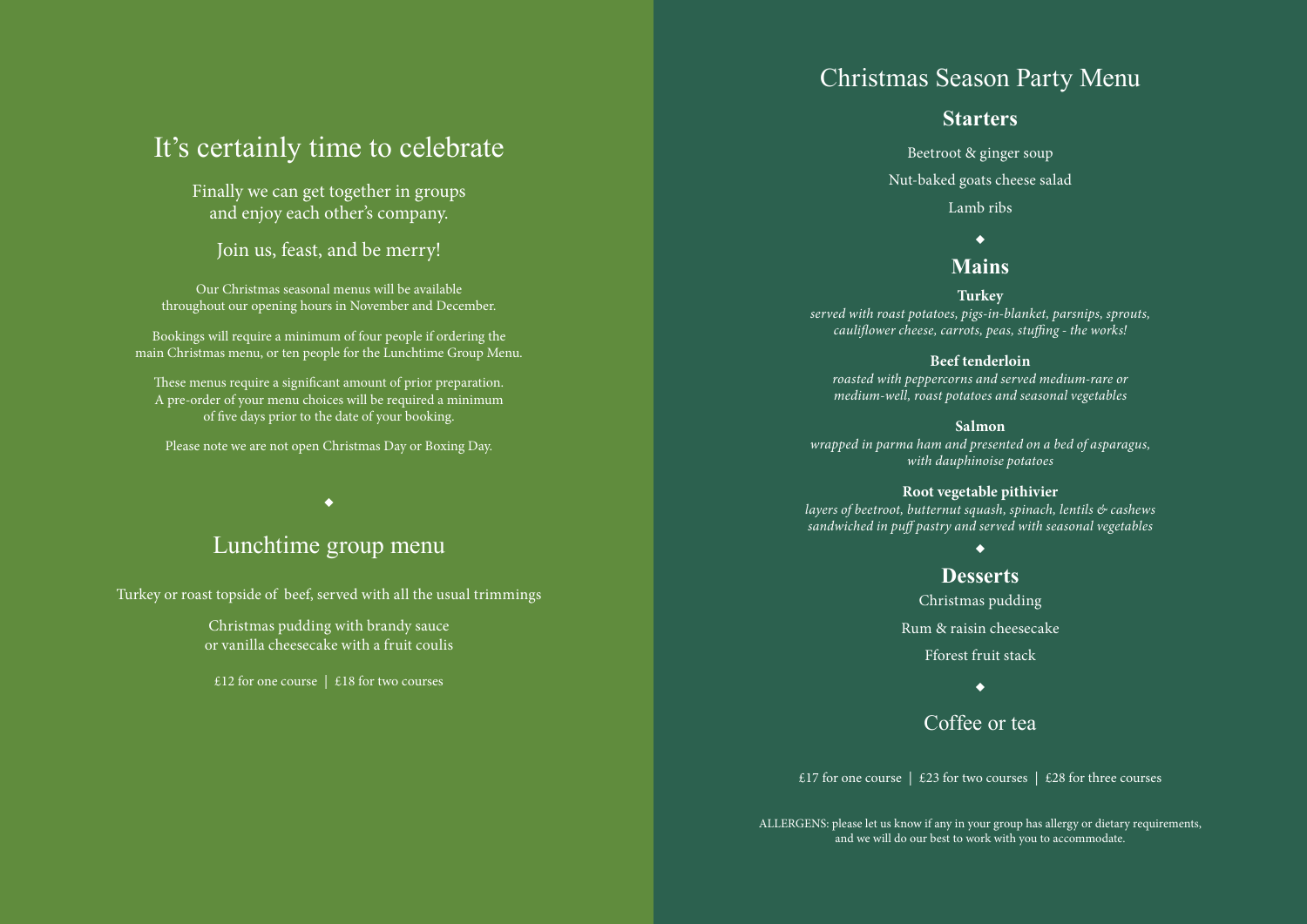# It's certainly time to celebrate

Finally we can get together in groups
and enjoy each other's company.

Join us, feast, and be merry!

Our Christmas seasonal menus will be available
throughout our opening hours in November and December.

Bookings will require a minimum of four people if ordering the
main Christmas menu, or ten people for the Lunchtime Group Menu.

These menus require a significant amount of prior preparation.
A pre-order of your menu choices will be required a minimum
of five days prior to the date of your booking.

Please note we are not open Christmas Day or Boxing Day.

◆

## Lunchtime group menu

Turkey or roast topside of beef, served with all the usual trimmings

Christmas pudding with brandy sauce
or vanilla cheesecake with a fruit coulis

£12 for one course | £18 for two courses

# Christmas Season Party Menu

## Starters

Beetroot & ginger soup

Nut-baked goats cheese salad

Lamb ribs

◆

## Mains

**Turkey**
*served with roast potatoes, pigs-in-blanket, parsnips, sprouts, cauliflower cheese, carrots, peas, stuffing - the works!*

**Beef tenderloin**
*roasted with peppercorns and served medium-rare or medium-well, roast potatoes and seasonal vegetables*

**Salmon**
*wrapped in parma ham and presented on a bed of asparagus, with dauphinoise potatoes*

**Root vegetable pithivier**
*layers of beetroot, butternut squash, spinach, lentils & cashews sandwiched in puff pastry and served with seasonal vegetables*

◆

## Desserts

Christmas pudding

Rum & raisin cheesecake

Fforest fruit stack

◆

## Coffee or tea

£17 for one course | £23 for two courses | £28 for three courses

ALLERGENS: please let us know if any in your group has allergy or dietary requirements, and we will do our best to work with you to accommodate.